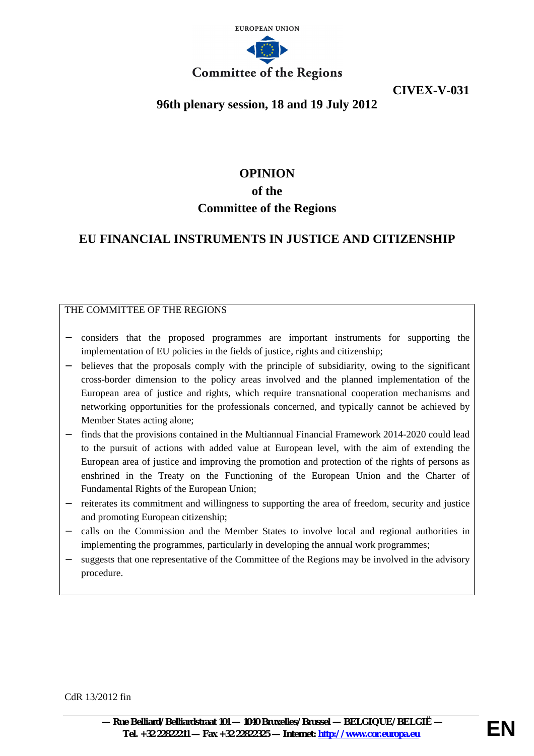EUROPEAN UNION

Committee of the Regions

**CIVEX-V-031**

**96th plenary session, 18 and 19 July 2012**

# OPINION
# of the
# Committee of the Regions

## EU FINANCIAL INSTRUMENTS IN JUSTICE AND CITIZENSHIP

THE COMMITTEE OF THE REGIONS

- considers that the proposed programmes are important instruments for supporting the implementation of EU policies in the fields of justice, rights and citizenship;
- believes that the proposals comply with the principle of subsidiarity, owing to the significant cross-border dimension to the policy areas involved and the planned implementation of the European area of justice and rights, which require transnational cooperation mechanisms and networking opportunities for the professionals concerned, and typically cannot be achieved by Member States acting alone;
- finds that the provisions contained in the Multiannual Financial Framework 2014-2020 could lead to the pursuit of actions with added value at European level, with the aim of extending the European area of justice and improving the promotion and protection of the rights of persons as enshrined in the Treaty on the Functioning of the European Union and the Charter of Fundamental Rights of the European Union;
- reiterates its commitment and willingness to supporting the area of freedom, security and justice and promoting European citizenship;
- calls on the Commission and the Member States to involve local and regional authorities in implementing the programmes, particularly in developing the annual work programmes;
- suggests that one representative of the Committee of the Regions may be involved in the advisory procedure.

CdR 13/2012 fin

— Rue Belliard/Belliardstraat 101 — 1040 Bruxelles/Brussel — BELGIQUE/BELGIË —
Tel. +32 22822211 — Fax +32 22822325 — Internet: http://www.cor.europa.eu

EN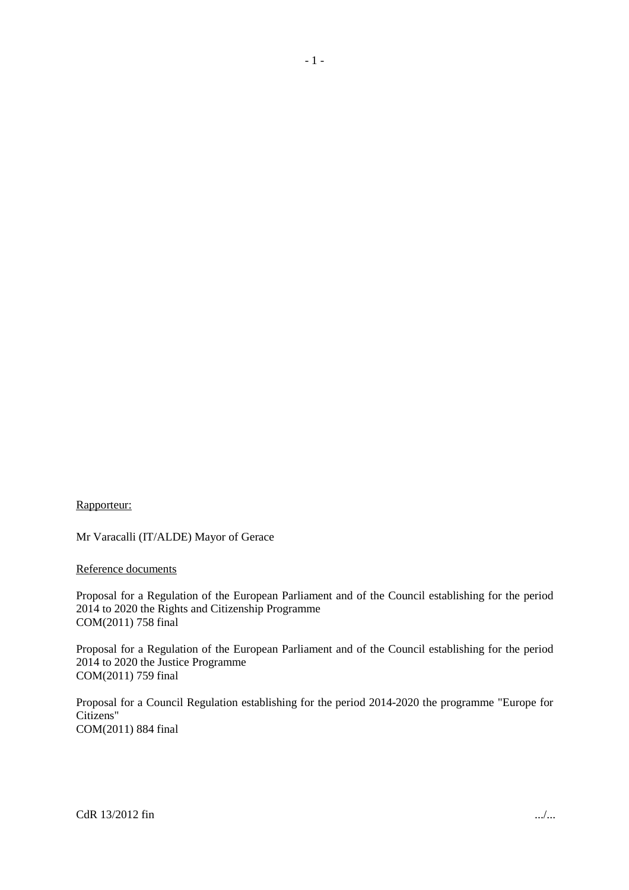Rapporteur:

Mr Varacalli (IT/ALDE) Mayor of Gerace

Reference documents

Proposal for a Regulation of the European Parliament and of the Council establishing for the period 2014 to 2020 the Rights and Citizenship Programme
COM(2011) 758 final

Proposal for a Regulation of the European Parliament and of the Council establishing for the period 2014 to 2020 the Justice Programme
COM(2011) 759 final

Proposal for a Council Regulation establishing for the period 2014-2020 the programme "Europe for Citizens"
COM(2011) 884 final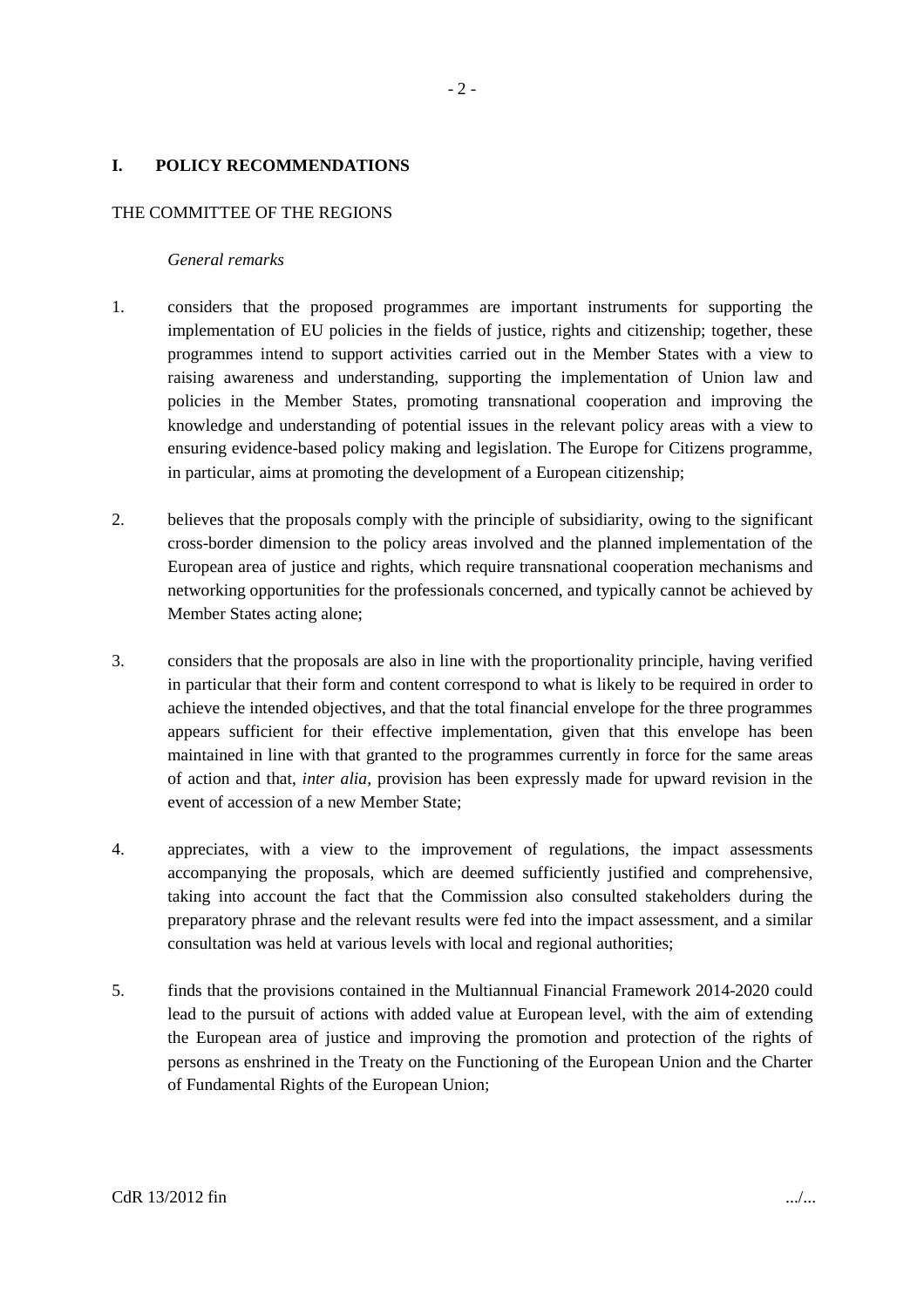## I. POLICY RECOMMENDATIONS

THE COMMITTEE OF THE REGIONS

*General remarks*

1. considers that the proposed programmes are important instruments for supporting the implementation of EU policies in the fields of justice, rights and citizenship; together, these programmes intend to support activities carried out in the Member States with a view to raising awareness and understanding, supporting the implementation of Union law and policies in the Member States, promoting transnational cooperation and improving the knowledge and understanding of potential issues in the relevant policy areas with a view to ensuring evidence-based policy making and legislation. The Europe for Citizens programme, in particular, aims at promoting the development of a European citizenship;

2. believes that the proposals comply with the principle of subsidiarity, owing to the significant cross-border dimension to the policy areas involved and the planned implementation of the European area of justice and rights, which require transnational cooperation mechanisms and networking opportunities for the professionals concerned, and typically cannot be achieved by Member States acting alone;

3. considers that the proposals are also in line with the proportionality principle, having verified in particular that their form and content correspond to what is likely to be required in order to achieve the intended objectives, and that the total financial envelope for the three programmes appears sufficient for their effective implementation, given that this envelope has been maintained in line with that granted to the programmes currently in force for the same areas of action and that, *inter alia*, provision has been expressly made for upward revision in the event of accession of a new Member State;

4. appreciates, with a view to the improvement of regulations, the impact assessments accompanying the proposals, which are deemed sufficiently justified and comprehensive, taking into account the fact that the Commission also consulted stakeholders during the preparatory phrase and the relevant results were fed into the impact assessment, and a similar consultation was held at various levels with local and regional authorities;

5. finds that the provisions contained in the Multiannual Financial Framework 2014-2020 could lead to the pursuit of actions with added value at European level, with the aim of extending the European area of justice and improving the promotion and protection of the rights of persons as enshrined in the Treaty on the Functioning of the European Union and the Charter of Fundamental Rights of the European Union;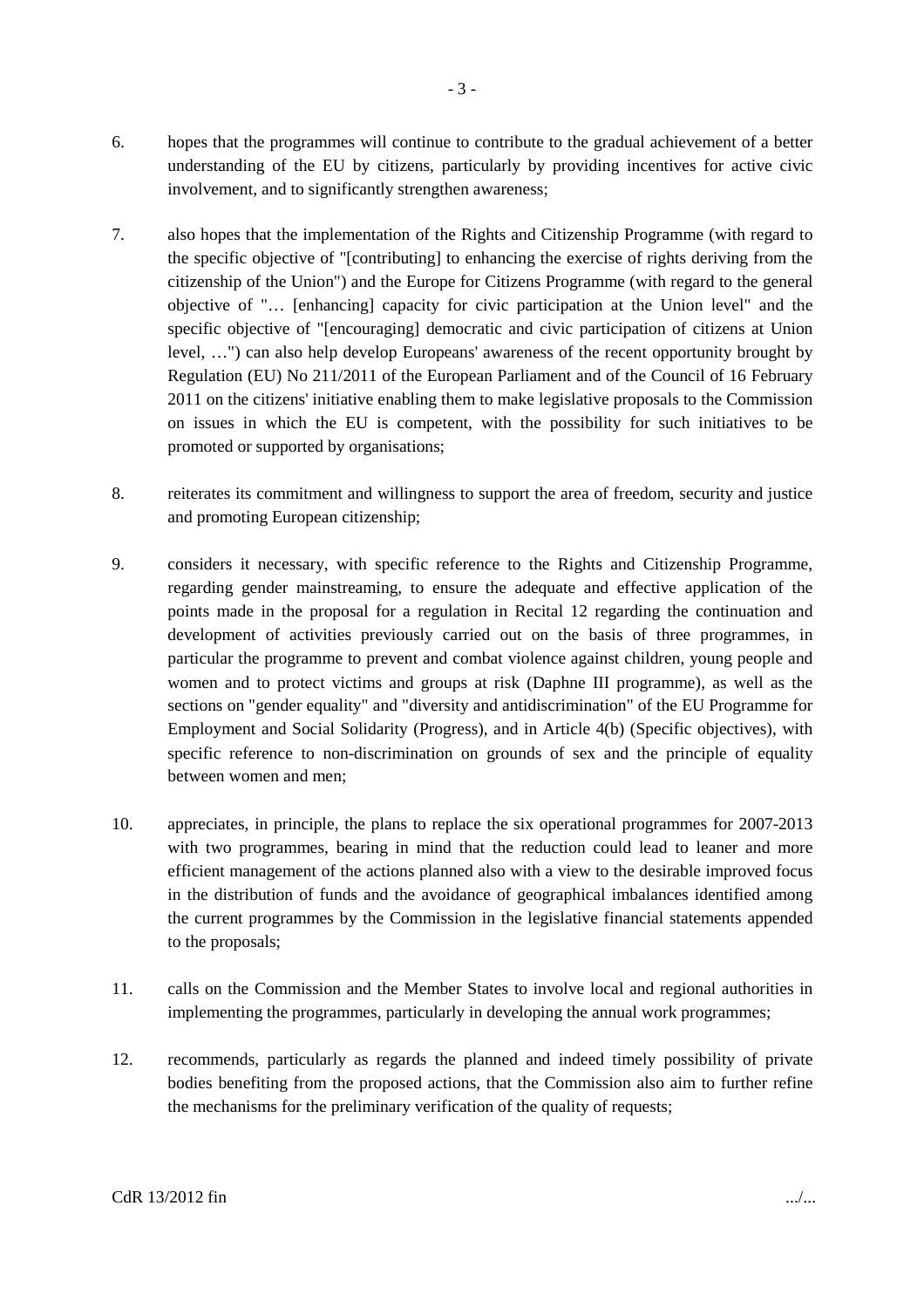6. hopes that the programmes will continue to contribute to the gradual achievement of a better understanding of the EU by citizens, particularly by providing incentives for active civic involvement, and to significantly strengthen awareness;

7. also hopes that the implementation of the Rights and Citizenship Programme (with regard to the specific objective of "[contributing] to enhancing the exercise of rights deriving from the citizenship of the Union") and the Europe for Citizens Programme (with regard to the general objective of "… [enhancing] capacity for civic participation at the Union level" and the specific objective of "[encouraging] democratic and civic participation of citizens at Union level, …") can also help develop Europeans' awareness of the recent opportunity brought by Regulation (EU) No 211/2011 of the European Parliament and of the Council of 16 February 2011 on the citizens' initiative enabling them to make legislative proposals to the Commission on issues in which the EU is competent, with the possibility for such initiatives to be promoted or supported by organisations;

8. reiterates its commitment and willingness to support the area of freedom, security and justice and promoting European citizenship;

9. considers it necessary, with specific reference to the Rights and Citizenship Programme, regarding gender mainstreaming, to ensure the adequate and effective application of the points made in the proposal for a regulation in Recital 12 regarding the continuation and development of activities previously carried out on the basis of three programmes, in particular the programme to prevent and combat violence against children, young people and women and to protect victims and groups at risk (Daphne III programme), as well as the sections on "gender equality" and "diversity and antidiscrimination" of the EU Programme for Employment and Social Solidarity (Progress), and in Article 4(b) (Specific objectives), with specific reference to non-discrimination on grounds of sex and the principle of equality between women and men;

10. appreciates, in principle, the plans to replace the six operational programmes for 2007-2013 with two programmes, bearing in mind that the reduction could lead to leaner and more efficient management of the actions planned also with a view to the desirable improved focus in the distribution of funds and the avoidance of geographical imbalances identified among the current programmes by the Commission in the legislative financial statements appended to the proposals;

11. calls on the Commission and the Member States to involve local and regional authorities in implementing the programmes, particularly in developing the annual work programmes;

12. recommends, particularly as regards the planned and indeed timely possibility of private bodies benefiting from the proposed actions, that the Commission also aim to further refine the mechanisms for the preliminary verification of the quality of requests;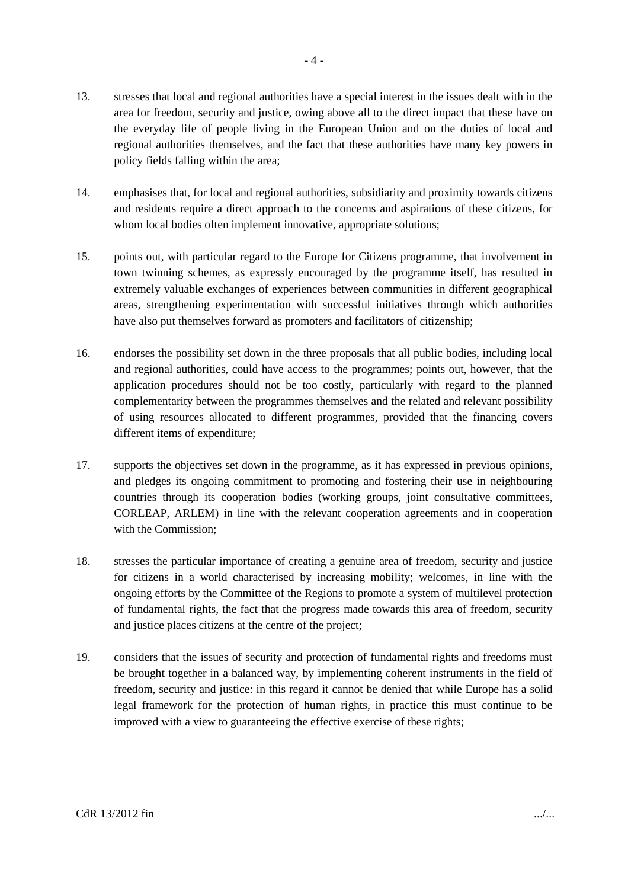13. stresses that local and regional authorities have a special interest in the issues dealt with in the area for freedom, security and justice, owing above all to the direct impact that these have on the everyday life of people living in the European Union and on the duties of local and regional authorities themselves, and the fact that these authorities have many key powers in policy fields falling within the area;

14. emphasises that, for local and regional authorities, subsidiarity and proximity towards citizens and residents require a direct approach to the concerns and aspirations of these citizens, for whom local bodies often implement innovative, appropriate solutions;

15. points out, with particular regard to the Europe for Citizens programme, that involvement in town twinning schemes, as expressly encouraged by the programme itself, has resulted in extremely valuable exchanges of experiences between communities in different geographical areas, strengthening experimentation with successful initiatives through which authorities have also put themselves forward as promoters and facilitators of citizenship;

16. endorses the possibility set down in the three proposals that all public bodies, including local and regional authorities, could have access to the programmes; points out, however, that the application procedures should not be too costly, particularly with regard to the planned complementarity between the programmes themselves and the related and relevant possibility of using resources allocated to different programmes, provided that the financing covers different items of expenditure;

17. supports the objectives set down in the programme, as it has expressed in previous opinions, and pledges its ongoing commitment to promoting and fostering their use in neighbouring countries through its cooperation bodies (working groups, joint consultative committees, CORLEAP, ARLEM) in line with the relevant cooperation agreements and in cooperation with the Commission;

18. stresses the particular importance of creating a genuine area of freedom, security and justice for citizens in a world characterised by increasing mobility; welcomes, in line with the ongoing efforts by the Committee of the Regions to promote a system of multilevel protection of fundamental rights, the fact that the progress made towards this area of freedom, security and justice places citizens at the centre of the project;

19. considers that the issues of security and protection of fundamental rights and freedoms must be brought together in a balanced way, by implementing coherent instruments in the field of freedom, security and justice: in this regard it cannot be denied that while Europe has a solid legal framework for the protection of human rights, in practice this must continue to be improved with a view to guaranteeing the effective exercise of these rights;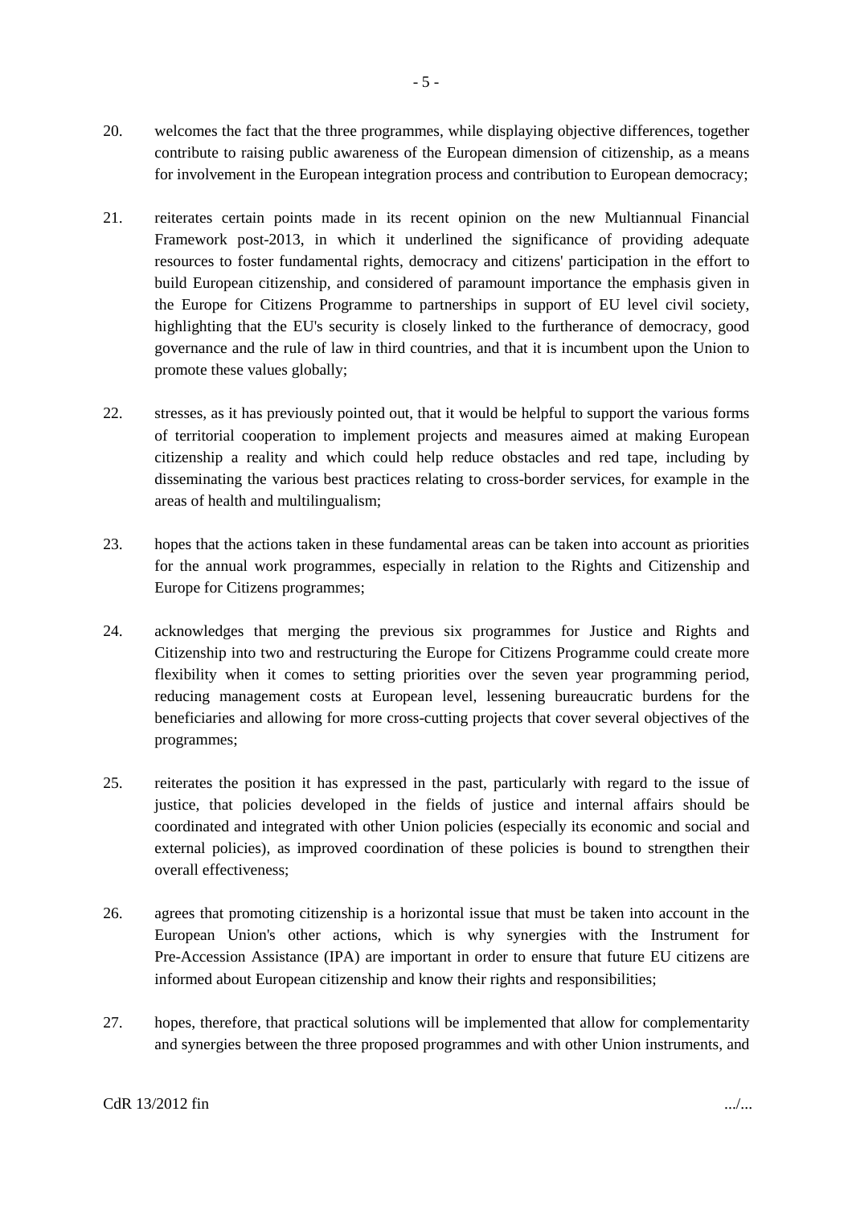20. welcomes the fact that the three programmes, while displaying objective differences, together contribute to raising public awareness of the European dimension of citizenship, as a means for involvement in the European integration process and contribution to European democracy;

21. reiterates certain points made in its recent opinion on the new Multiannual Financial Framework post-2013, in which it underlined the significance of providing adequate resources to foster fundamental rights, democracy and citizens' participation in the effort to build European citizenship, and considered of paramount importance the emphasis given in the Europe for Citizens Programme to partnerships in support of EU level civil society, highlighting that the EU's security is closely linked to the furtherance of democracy, good governance and the rule of law in third countries, and that it is incumbent upon the Union to promote these values globally;

22. stresses, as it has previously pointed out, that it would be helpful to support the various forms of territorial cooperation to implement projects and measures aimed at making European citizenship a reality and which could help reduce obstacles and red tape, including by disseminating the various best practices relating to cross-border services, for example in the areas of health and multilingualism;

23. hopes that the actions taken in these fundamental areas can be taken into account as priorities for the annual work programmes, especially in relation to the Rights and Citizenship and Europe for Citizens programmes;

24. acknowledges that merging the previous six programmes for Justice and Rights and Citizenship into two and restructuring the Europe for Citizens Programme could create more flexibility when it comes to setting priorities over the seven year programming period, reducing management costs at European level, lessening bureaucratic burdens for the beneficiaries and allowing for more cross-cutting projects that cover several objectives of the programmes;

25. reiterates the position it has expressed in the past, particularly with regard to the issue of justice, that policies developed in the fields of justice and internal affairs should be coordinated and integrated with other Union policies (especially its economic and social and external policies), as improved coordination of these policies is bound to strengthen their overall effectiveness;

26. agrees that promoting citizenship is a horizontal issue that must be taken into account in the European Union's other actions, which is why synergies with the Instrument for Pre-Accession Assistance (IPA) are important in order to ensure that future EU citizens are informed about European citizenship and know their rights and responsibilities;

27. hopes, therefore, that practical solutions will be implemented that allow for complementarity and synergies between the three proposed programmes and with other Union instruments, and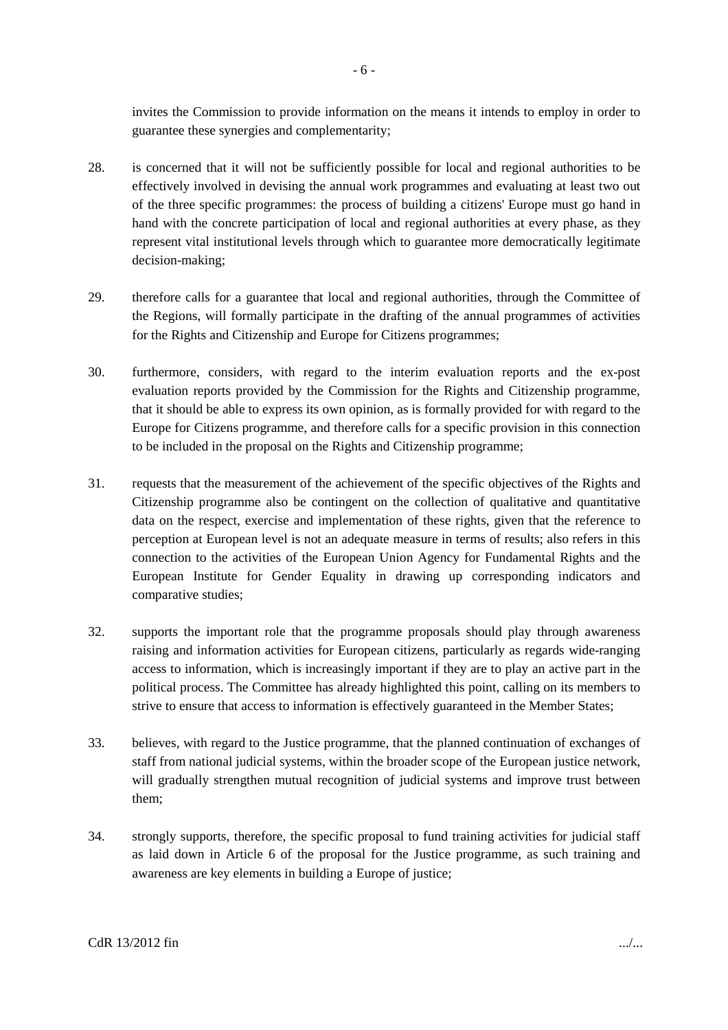invites the Commission to provide information on the means it intends to employ in order to guarantee these synergies and complementarity;

28. is concerned that it will not be sufficiently possible for local and regional authorities to be effectively involved in devising the annual work programmes and evaluating at least two out of the three specific programmes: the process of building a citizens' Europe must go hand in hand with the concrete participation of local and regional authorities at every phase, as they represent vital institutional levels through which to guarantee more democratically legitimate decision-making;

29. therefore calls for a guarantee that local and regional authorities, through the Committee of the Regions, will formally participate in the drafting of the annual programmes of activities for the Rights and Citizenship and Europe for Citizens programmes;

30. furthermore, considers, with regard to the interim evaluation reports and the ex-post evaluation reports provided by the Commission for the Rights and Citizenship programme, that it should be able to express its own opinion, as is formally provided for with regard to the Europe for Citizens programme, and therefore calls for a specific provision in this connection to be included in the proposal on the Rights and Citizenship programme;

31. requests that the measurement of the achievement of the specific objectives of the Rights and Citizenship programme also be contingent on the collection of qualitative and quantitative data on the respect, exercise and implementation of these rights, given that the reference to perception at European level is not an adequate measure in terms of results; also refers in this connection to the activities of the European Union Agency for Fundamental Rights and the European Institute for Gender Equality in drawing up corresponding indicators and comparative studies;

32. supports the important role that the programme proposals should play through awareness raising and information activities for European citizens, particularly as regards wide-ranging access to information, which is increasingly important if they are to play an active part in the political process. The Committee has already highlighted this point, calling on its members to strive to ensure that access to information is effectively guaranteed in the Member States;

33. believes, with regard to the Justice programme, that the planned continuation of exchanges of staff from national judicial systems, within the broader scope of the European justice network, will gradually strengthen mutual recognition of judicial systems and improve trust between them;

34. strongly supports, therefore, the specific proposal to fund training activities for judicial staff as laid down in Article 6 of the proposal for the Justice programme, as such training and awareness are key elements in building a Europe of justice;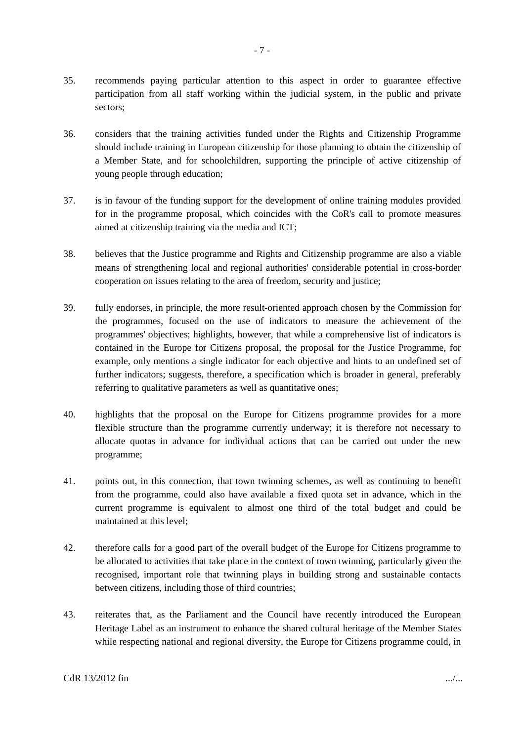35. recommends paying particular attention to this aspect in order to guarantee effective participation from all staff working within the judicial system, in the public and private sectors;

36. considers that the training activities funded under the Rights and Citizenship Programme should include training in European citizenship for those planning to obtain the citizenship of a Member State, and for schoolchildren, supporting the principle of active citizenship of young people through education;

37. is in favour of the funding support for the development of online training modules provided for in the programme proposal, which coincides with the CoR's call to promote measures aimed at citizenship training via the media and ICT;

38. believes that the Justice programme and Rights and Citizenship programme are also a viable means of strengthening local and regional authorities' considerable potential in cross-border cooperation on issues relating to the area of freedom, security and justice;

39. fully endorses, in principle, the more result-oriented approach chosen by the Commission for the programmes, focused on the use of indicators to measure the achievement of the programmes' objectives; highlights, however, that while a comprehensive list of indicators is contained in the Europe for Citizens proposal, the proposal for the Justice Programme, for example, only mentions a single indicator for each objective and hints to an undefined set of further indicators; suggests, therefore, a specification which is broader in general, preferably referring to qualitative parameters as well as quantitative ones;

40. highlights that the proposal on the Europe for Citizens programme provides for a more flexible structure than the programme currently underway; it is therefore not necessary to allocate quotas in advance for individual actions that can be carried out under the new programme;

41. points out, in this connection, that town twinning schemes, as well as continuing to benefit from the programme, could also have available a fixed quota set in advance, which in the current programme is equivalent to almost one third of the total budget and could be maintained at this level;

42. therefore calls for a good part of the overall budget of the Europe for Citizens programme to be allocated to activities that take place in the context of town twinning, particularly given the recognised, important role that twinning plays in building strong and sustainable contacts between citizens, including those of third countries;

43. reiterates that, as the Parliament and the Council have recently introduced the European Heritage Label as an instrument to enhance the shared cultural heritage of the Member States while respecting national and regional diversity, the Europe for Citizens programme could, in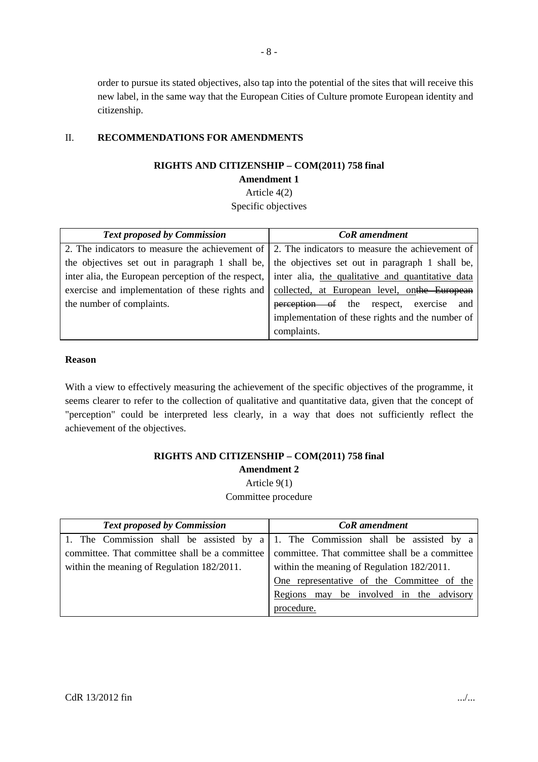order to pursue its stated objectives, also tap into the potential of the sites that will receive this new label, in the same way that the European Cities of Culture promote European identity and citizenship.

## II. RECOMMENDATIONS FOR AMENDMENTS

**RIGHTS AND CITIZENSHIP – COM(2011) 758 final**

**Amendment 1**

Article 4(2)

Specific objectives

| *Text proposed by Commission* | *CoR amendment* |
|---|---|
| 2. The indicators to measure the achievement of the objectives set out in paragraph 1 shall be, inter alia, the European perception of the respect, exercise and implementation of these rights and the number of complaints. | 2. The indicators to measure the achievement of the objectives set out in paragraph 1 shall be, inter alia, <u>the qualitative and quantitative data collected, at European level, on</u>~~the European perception of~~ the respect, exercise and implementation of these rights and the number of complaints. |

**Reason**

With a view to effectively measuring the achievement of the specific objectives of the programme, it seems clearer to refer to the collection of qualitative and quantitative data, given that the concept of "perception" could be interpreted less clearly, in a way that does not sufficiently reflect the achievement of the objectives.

**RIGHTS AND CITIZENSHIP – COM(2011) 758 final**

**Amendment 2**

Article 9(1)

Committee procedure

| *Text proposed by Commission* | *CoR amendment* |
|---|---|
| 1. The Commission shall be assisted by a committee. That committee shall be a committee within the meaning of Regulation 182/2011. | 1. The Commission shall be assisted by a committee. That committee shall be a committee within the meaning of Regulation 182/2011. <u>One representative of the Committee of the Regions may be involved in the advisory procedure.</u> |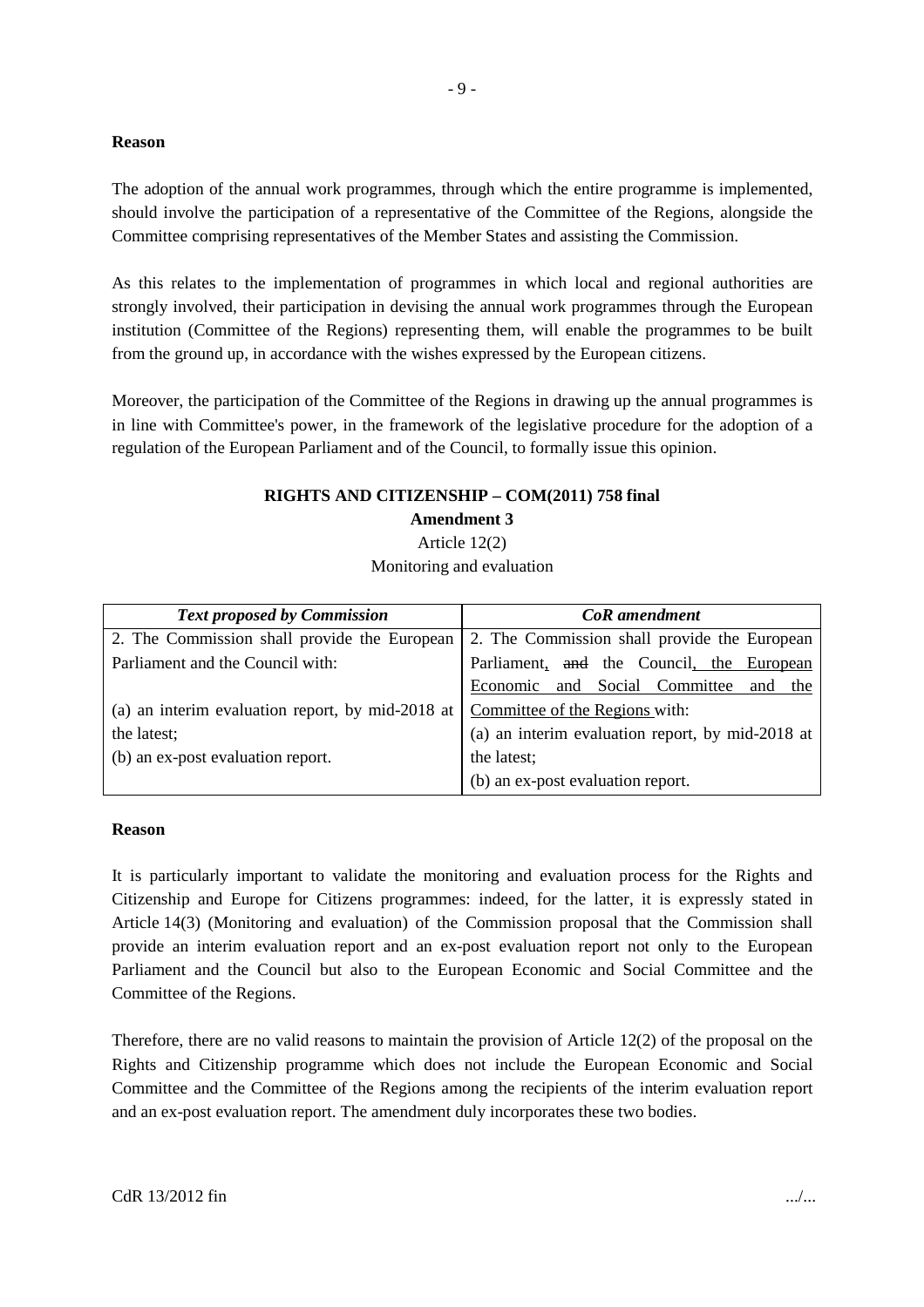**Reason**

The adoption of the annual work programmes, through which the entire programme is implemented, should involve the participation of a representative of the Committee of the Regions, alongside the Committee comprising representatives of the Member States and assisting the Commission.

As this relates to the implementation of programmes in which local and regional authorities are strongly involved, their participation in devising the annual work programmes through the European institution (Committee of the Regions) representing them, will enable the programmes to be built from the ground up, in accordance with the wishes expressed by the European citizens.

Moreover, the participation of the Committee of the Regions in drawing up the annual programmes is in line with Committee's power, in the framework of the legislative procedure for the adoption of a regulation of the European Parliament and of the Council, to formally issue this opinion.

**RIGHTS AND CITIZENSHIP – COM(2011) 758 final**

**Amendment 3**

Article 12(2)

Monitoring and evaluation

| *Text proposed by Commission* | *CoR amendment* |
|---|---|
| 2. The Commission shall provide the European Parliament and the Council with:<br><br>(a) an interim evaluation report, by mid-2018 at the latest;<br>(b) an ex-post evaluation report. | 2. The Commission shall provide the European Parliament, ~~and~~ the Council, the European Economic and Social Committee and the Committee of the Regions with:<br>(a) an interim evaluation report, by mid-2018 at the latest;<br>(b) an ex-post evaluation report. |

**Reason**

It is particularly important to validate the monitoring and evaluation process for the Rights and Citizenship and Europe for Citizens programmes: indeed, for the latter, it is expressly stated in Article 14(3) (Monitoring and evaluation) of the Commission proposal that the Commission shall provide an interim evaluation report and an ex-post evaluation report not only to the European Parliament and the Council but also to the European Economic and Social Committee and the Committee of the Regions.

Therefore, there are no valid reasons to maintain the provision of Article 12(2) of the proposal on the Rights and Citizenship programme which does not include the European Economic and Social Committee and the Committee of the Regions among the recipients of the interim evaluation report and an ex-post evaluation report. The amendment duly incorporates these two bodies.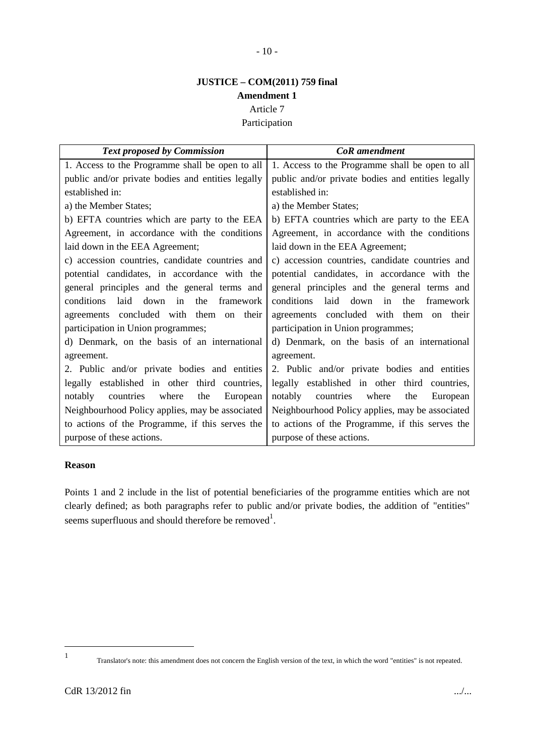**JUSTICE – COM(2011) 759 final**

**Amendment 1**

Article 7

Participation

| *Text proposed by Commission* | *CoR amendment* |
|---|---|
| 1. Access to the Programme shall be open to all public and/or private bodies and entities legally established in:<br>a) the Member States;<br>b) EFTA countries which are party to the EEA Agreement, in accordance with the conditions laid down in the EEA Agreement;<br>c) accession countries, candidate countries and potential candidates, in accordance with the general principles and the general terms and conditions laid down in the framework agreements concluded with them on their participation in Union programmes;<br>d) Denmark, on the basis of an international agreement.<br>2. Public and/or private bodies and entities legally established in other third countries, notably countries where the European Neighbourhood Policy applies, may be associated to actions of the Programme, if this serves the purpose of these actions. | 1. Access to the Programme shall be open to all public and/or private bodies and entities legally established in:<br>a) the Member States;<br>b) EFTA countries which are party to the EEA Agreement, in accordance with the conditions laid down in the EEA Agreement;<br>c) accession countries, candidate countries and potential candidates, in accordance with the general principles and the general terms and conditions laid down in the framework agreements concluded with them on their participation in Union programmes;<br>d) Denmark, on the basis of an international agreement.<br>2. Public and/or private bodies and entities legally established in other third countries, notably countries where the European Neighbourhood Policy applies, may be associated to actions of the Programme, if this serves the purpose of these actions. |

**Reason**

Points 1 and 2 include in the list of potential beneficiaries of the programme entities which are not clearly defined; as both paragraphs refer to public and/or private bodies, the addition of "entities" seems superfluous and should therefore be removed[1].

[1] Translator's note: this amendment does not concern the English version of the text, in which the word "entities" is not repeated.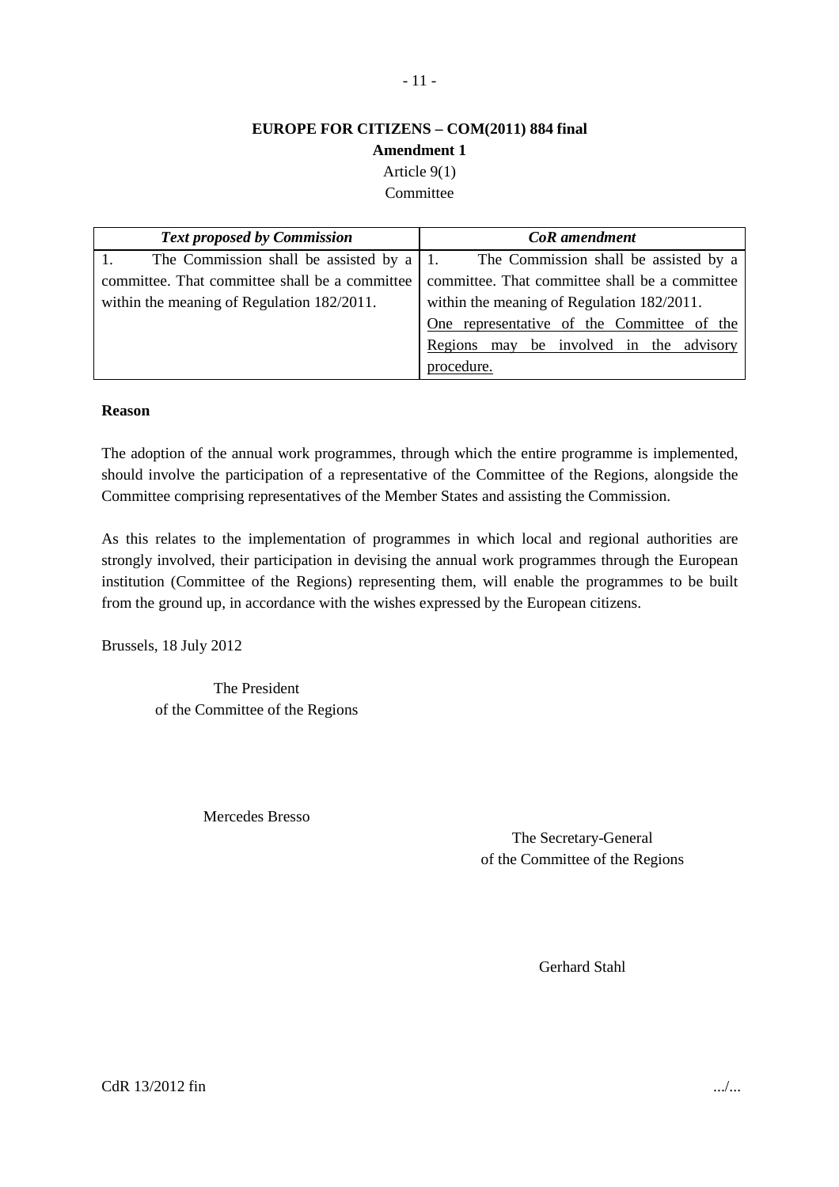**EUROPE FOR CITIZENS – COM(2011) 884 final**

**Amendment 1**

Article 9(1)

Committee

| *Text proposed by Commission* | *CoR amendment* |
|---|---|
| 1. The Commission shall be assisted by a committee. That committee shall be a committee within the meaning of Regulation 182/2011. | 1. The Commission shall be assisted by a committee. That committee shall be a committee within the meaning of Regulation 182/2011. <u>One representative of the Committee of the Regions may be involved in the advisory procedure.</u> |

**Reason**

The adoption of the annual work programmes, through which the entire programme is implemented, should involve the participation of a representative of the Committee of the Regions, alongside the Committee comprising representatives of the Member States and assisting the Commission.

As this relates to the implementation of programmes in which local and regional authorities are strongly involved, their participation in devising the annual work programmes through the European institution (Committee of the Regions) representing them, will enable the programmes to be built from the ground up, in accordance with the wishes expressed by the European citizens.

Brussels, 18 July 2012

The President
of the Committee of the Regions

Mercedes Bresso

The Secretary-General
of the Committee of the Regions

Gerhard Stahl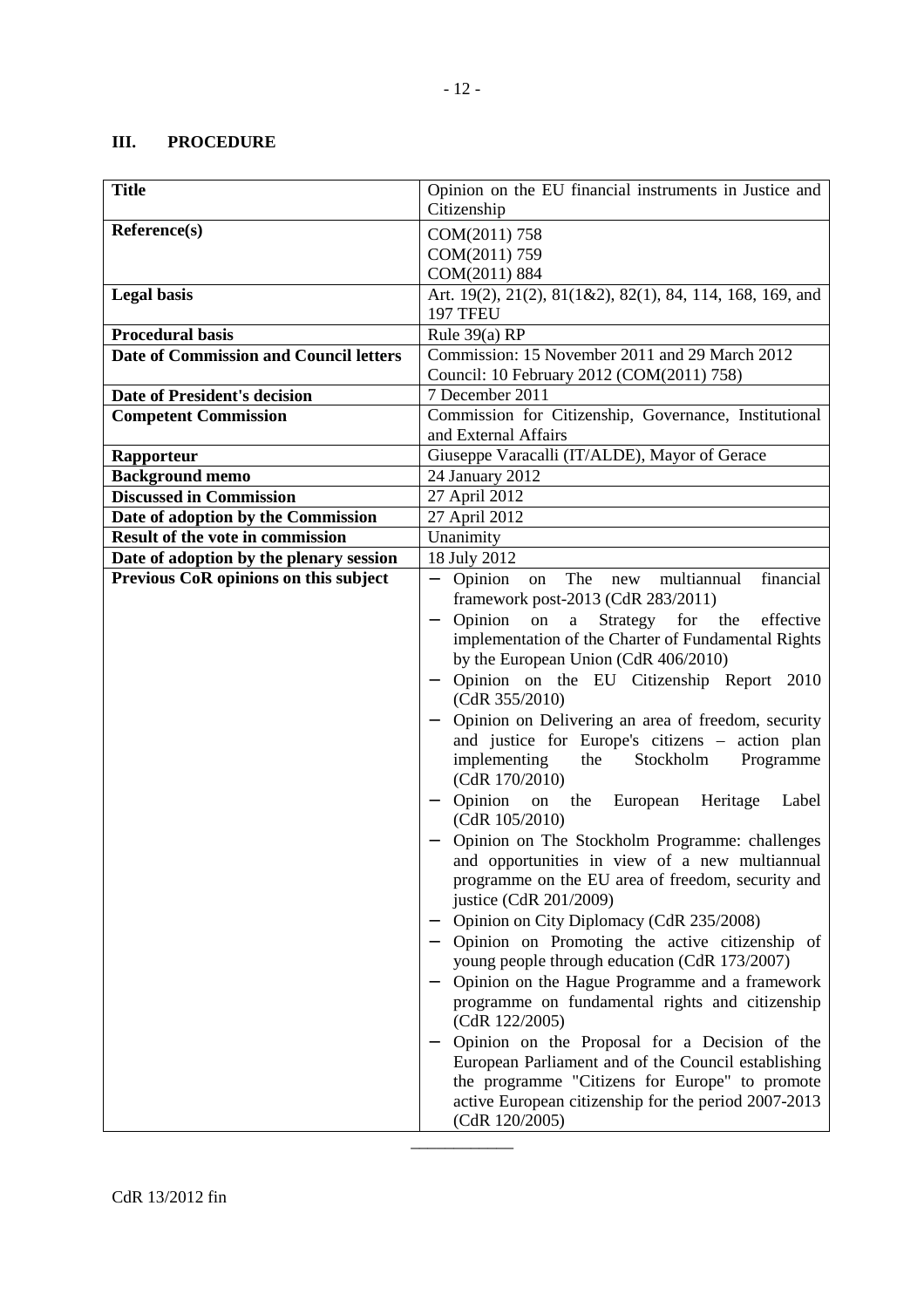## III. PROCEDURE

| | |
|---|---|
| **Title** | Opinion on the EU financial instruments in Justice and Citizenship |
| **Reference(s)** | COM(2011) 758<br>COM(2011) 759<br>COM(2011) 884 |
| **Legal basis** | Art. 19(2), 21(2), 81(1&2), 82(1), 84, 114, 168, 169, and 197 TFEU |
| **Procedural basis** | Rule 39(a) RP |
| **Date of Commission and Council letters** | Commission: 15 November 2011 and 29 March 2012<br>Council: 10 February 2012 (COM(2011) 758) |
| **Date of President's decision** | 7 December 2011 |
| **Competent Commission** | Commission for Citizenship, Governance, Institutional and External Affairs |
| **Rapporteur** | Giuseppe Varacalli (IT/ALDE), Mayor of Gerace |
| **Background memo** | 24 January 2012 |
| **Discussed in Commission** | 27 April 2012 |
| **Date of adoption by the Commission** | 27 April 2012 |
| **Result of the vote in commission** | Unanimity |
| **Date of adoption by the plenary session** | 18 July 2012 |
| **Previous CoR opinions on this subject** | – Opinion on The new multiannual financial framework post-2013 (CdR 283/2011)<br>– Opinion on a Strategy for the effective implementation of the Charter of Fundamental Rights by the European Union (CdR 406/2010)<br>– Opinion on the EU Citizenship Report 2010 (CdR 355/2010)<br>– Opinion on Delivering an area of freedom, security and justice for Europe's citizens – action plan implementing the Stockholm Programme (CdR 170/2010)<br>– Opinion on the European Heritage Label (CdR 105/2010)<br>– Opinion on The Stockholm Programme: challenges and opportunities in view of a new multiannual programme on the EU area of freedom, security and justice (CdR 201/2009)<br>– Opinion on City Diplomacy (CdR 235/2008)<br>– Opinion on Promoting the active citizenship of young people through education (CdR 173/2007)<br>– Opinion on the Hague Programme and a framework programme on fundamental rights and citizenship (CdR 122/2005)<br>– Opinion on the Proposal for a Decision of the European Parliament and of the Council establishing the programme "Citizens for Europe" to promote active European citizenship for the period 2007-2013 (CdR 120/2005) |

_____________